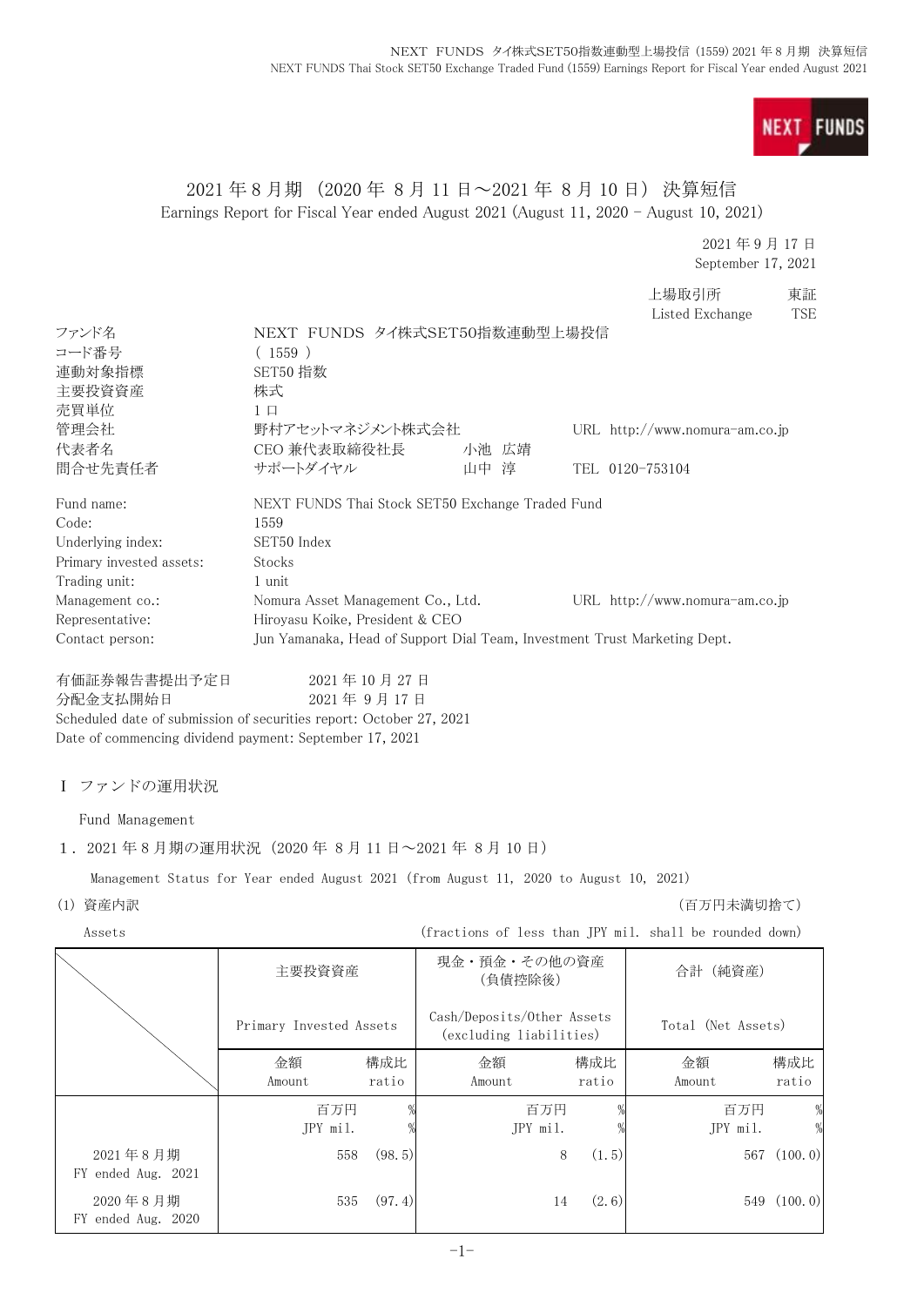# 2021 年 8 月期（2020 年 8 月 11 日～2021 年 8 月 10 日）決算短信
Earnings Report for Fiscal Year ended August 2021 (August 11, 2020 - August 10, 2021)

2021 年 9 月 17 日
September 17, 2021

上場取引所 東証
Listed Exchange TSE

| | | | |
|---|---|---|---|
| ファンド名 | NEXT FUNDS タイ株式SET50指数連動型上場投信 | | |
| コード番号 | ( 1559 ) | | |
| 連動対象指標 | SET50 指数 | | |
| 主要投資資産 | 株式 | | |
| 売買単位 | 1 口 | | |
| 管理会社 | 野村アセットマネジメント株式会社 | | URL http://www.nomura-am.co.jp |
| 代表者名 | CEO 兼代表取締役社長 | 小池 広靖 | |
| 問合せ先責任者 | サポートダイヤル | 山中 淳 | TEL 0120-753104 |

| | | |
|---|---|---|
| Fund name: | NEXT FUNDS Thai Stock SET50 Exchange Traded Fund | |
| Code: | 1559 | |
| Underlying index: | SET50 Index | |
| Primary invested assets: | Stocks | |
| Trading unit: | 1 unit | |
| Management co.: | Nomura Asset Management Co., Ltd. | URL http://www.nomura-am.co.jp |
| Representative: | Hiroyasu Koike, President & CEO | |
| Contact person: | Jun Yamanaka, Head of Support Dial Team, Investment Trust Marketing Dept. | |

有価証券報告書提出予定日　　2021 年 10 月 27 日
分配金支払開始日　　2021 年 9 月 17 日
Scheduled date of submission of securities report: October 27, 2021
Date of commencing dividend payment: September 17, 2021

## Ⅰ ファンドの運用状況

Fund Management

### 1．2021 年 8 月期の運用状況（2020 年 8 月 11 日～2021 年 8 月 10 日）

Management Status for Year ended August 2021 (from August 11, 2020 to August 10, 2021)

(1) 資産内訳 （百万円未満切捨て）

Assets (fractions of less than JPY mil. shall be rounded down)

| | 主要投資資産 Primary Invested Assets | | 現金・預金・その他の資産（負債控除後） Cash/Deposits/Other Assets (excluding liabilities) | | 合計（純資産） Total (Net Assets) | |
|---|---|---|---|---|---|---|
| | 金額 Amount | 構成比 ratio | 金額 Amount | 構成比 ratio | 金額 Amount | 構成比 ratio |
| | 百万円 JPY mil. | % % | 百万円 JPY mil. | % % | 百万円 JPY mil. | % % |
| 2021 年 8 月期 FY ended Aug. 2021 | 558 | (98.5) | 8 | (1.5) | 567 | (100.0) |
| 2020 年 8 月期 FY ended Aug. 2020 | 535 | (97.4) | 14 | (2.6) | 549 | (100.0) |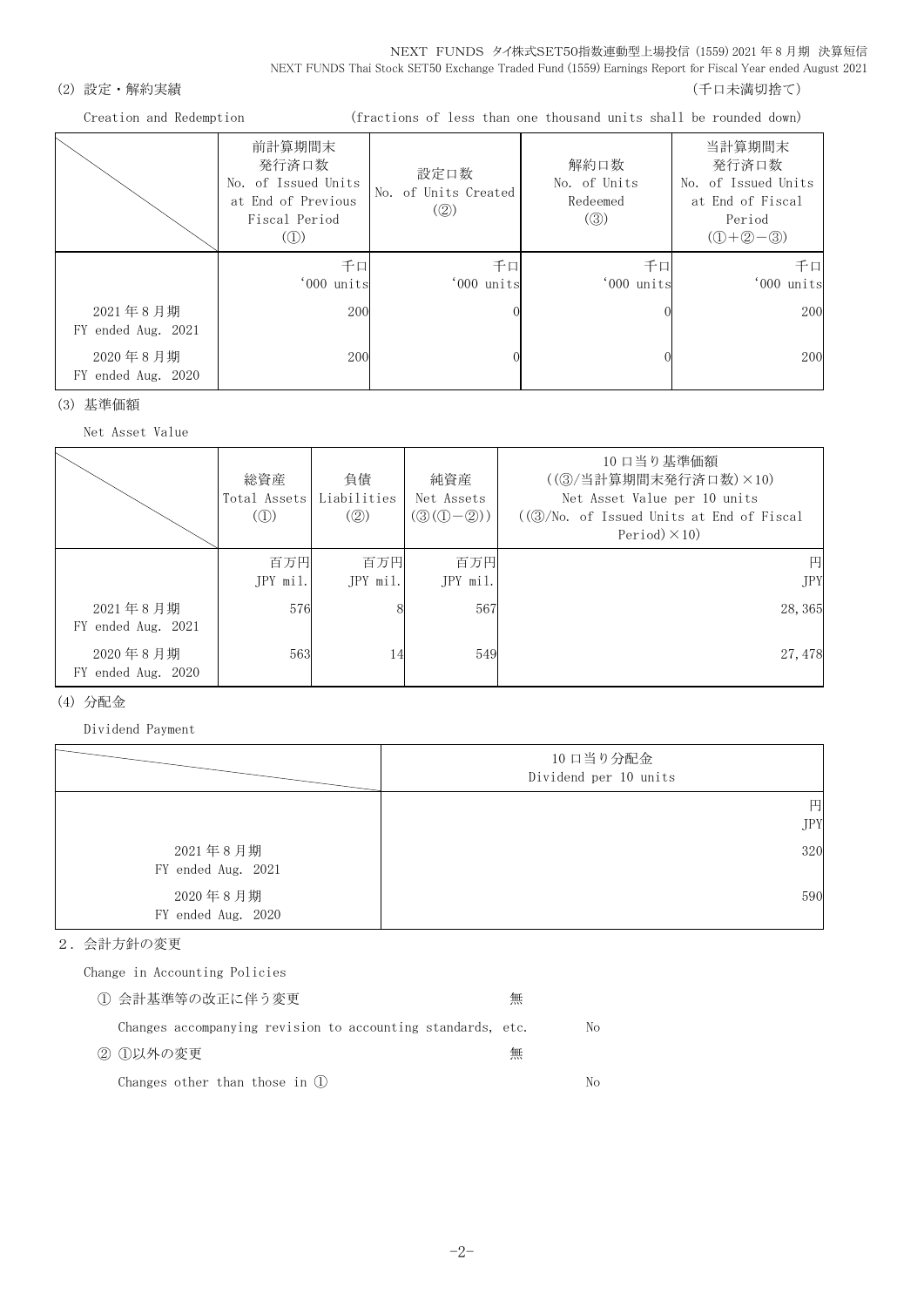(2) 設定・解約実績　　　　　　　　　　　　　　　　　　　　　　　　　　　　　　　　　　　　　　　　（千口未満切捨て）

Creation and Redemption　　　　　　(fractions of less than one thousand units shall be rounded down)

| | 前計算期間末 発行済口数 No. of Issued Units at End of Previous Fiscal Period (①) | 設定口数 No. of Units Created (②) | 解約口数 No. of Units Redeemed (③) | 当計算期間末 発行済口数 No. of Issued Units at End of Fiscal Period (①+②−③) |
|---|---|---|---|---|
| | 千口 '000 units | 千口 '000 units | 千口 '000 units | 千口 '000 units |
| 2021 年 8 月期 FY ended Aug. 2021 | 200 | 0 | 0 | 200 |
| 2020 年 8 月期 FY ended Aug. 2020 | 200 | 0 | 0 | 200 |

(3) 基準価額

Net Asset Value

| | 総資産 Total Assets (①) | 負債 Liabilities (②) | 純資産 Net Assets (③(①−②)) | 10 口当り基準価額 ((③/当計算期間末発行済口数)×10) Net Asset Value per 10 units ((③/No. of Issued Units at End of Fiscal Period)×10) |
|---|---|---|---|---|
| | 百万円 JPY mil. | 百万円 JPY mil. | 百万円 JPY mil. | 円 JPY |
| 2021 年 8 月期 FY ended Aug. 2021 | 576 | 8 | 567 | 28,365 |
| 2020 年 8 月期 FY ended Aug. 2020 | 563 | 14 | 549 | 27,478 |

(4) 分配金

Dividend Payment

| | 10 口当り分配金 Dividend per 10 units |
|---|---|
| | 円 JPY |
| 2021 年 8 月期 FY ended Aug. 2021 | 320 |
| 2020 年 8 月期 FY ended Aug. 2020 | 590 |

2．会計方針の変更

Change in Accounting Policies

① 会計基準等の改正に伴う変更　　無

Changes accompanying revision to accounting standards, etc.　　No

② ①以外の変更　　無

Changes other than those in ①　　No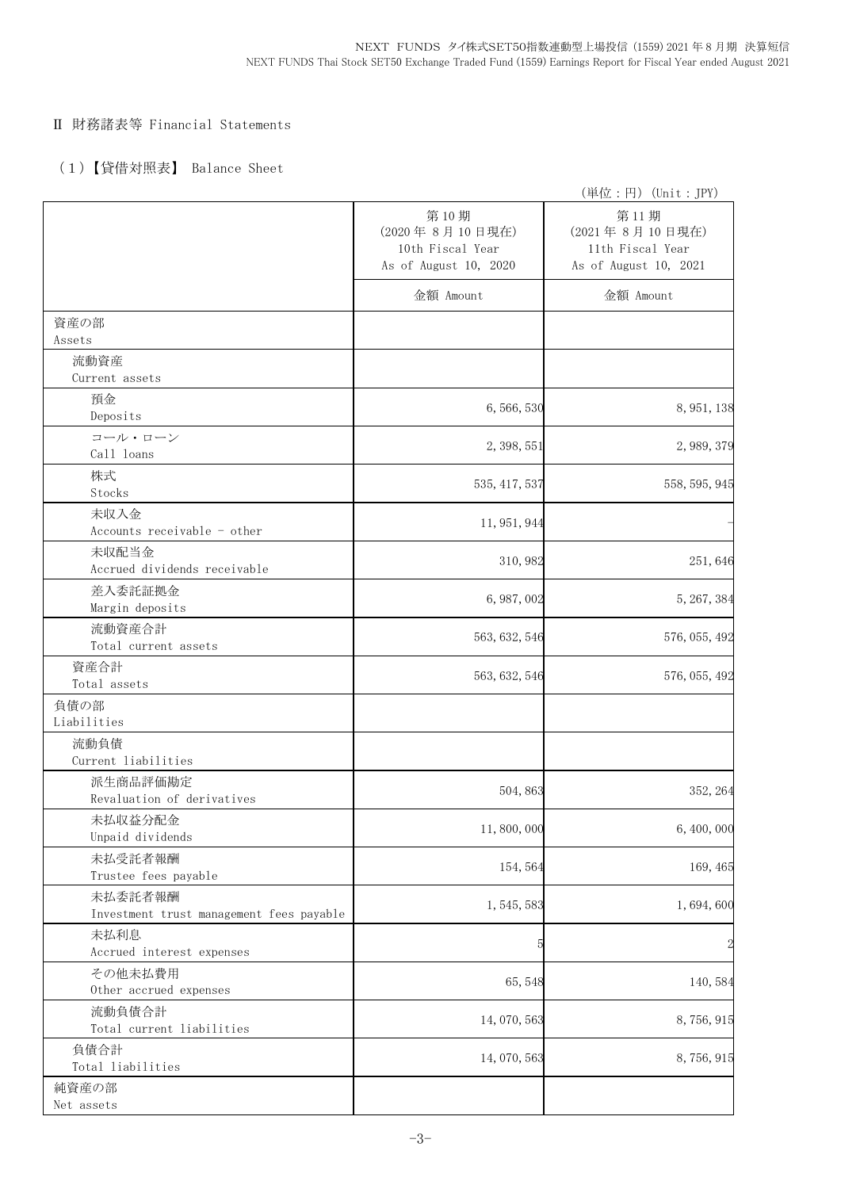## Ⅱ 財務諸表等 Financial Statements

### （1）【貸借対照表】 Balance Sheet

（単位：円）(Unit：JPY)

| | 第10期<br>(2020年 8月 10日現在)<br>10th Fiscal Year<br>As of August 10, 2020 | 第11期<br>(2021年 8月 10日現在)<br>11th Fiscal Year<br>As of August 10, 2021 |
|---|---|---|
| | 金額 Amount | 金額 Amount |
| 資産の部<br>Assets | | |
| 流動資産<br>Current assets | | |
| 預金<br>Deposits | 6,566,530 | 8,951,138 |
| コール・ローン<br>Call loans | 2,398,551 | 2,989,379 |
| 株式<br>Stocks | 535,417,537 | 558,595,945 |
| 未収入金<br>Accounts receivable - other | 11,951,944 | - |
| 未収配当金<br>Accrued dividends receivable | 310,982 | 251,646 |
| 差入委託証拠金<br>Margin deposits | 6,987,002 | 5,267,384 |
| 流動資産合計<br>Total current assets | 563,632,546 | 576,055,492 |
| 資産合計<br>Total assets | 563,632,546 | 576,055,492 |
| 負債の部<br>Liabilities | | |
| 流動負債<br>Current liabilities | | |
| 派生商品評価勘定<br>Revaluation of derivatives | 504,863 | 352,264 |
| 未払収益分配金<br>Unpaid dividends | 11,800,000 | 6,400,000 |
| 未払受託者報酬<br>Trustee fees payable | 154,564 | 169,465 |
| 未払委託者報酬<br>Investment trust management fees payable | 1,545,583 | 1,694,600 |
| 未払利息<br>Accrued interest expenses | 5 | 2 |
| その他未払費用<br>Other accrued expenses | 65,548 | 140,584 |
| 流動負債合計<br>Total current liabilities | 14,070,563 | 8,756,915 |
| 負債合計<br>Total liabilities | 14,070,563 | 8,756,915 |
| 純資産の部<br>Net assets | | |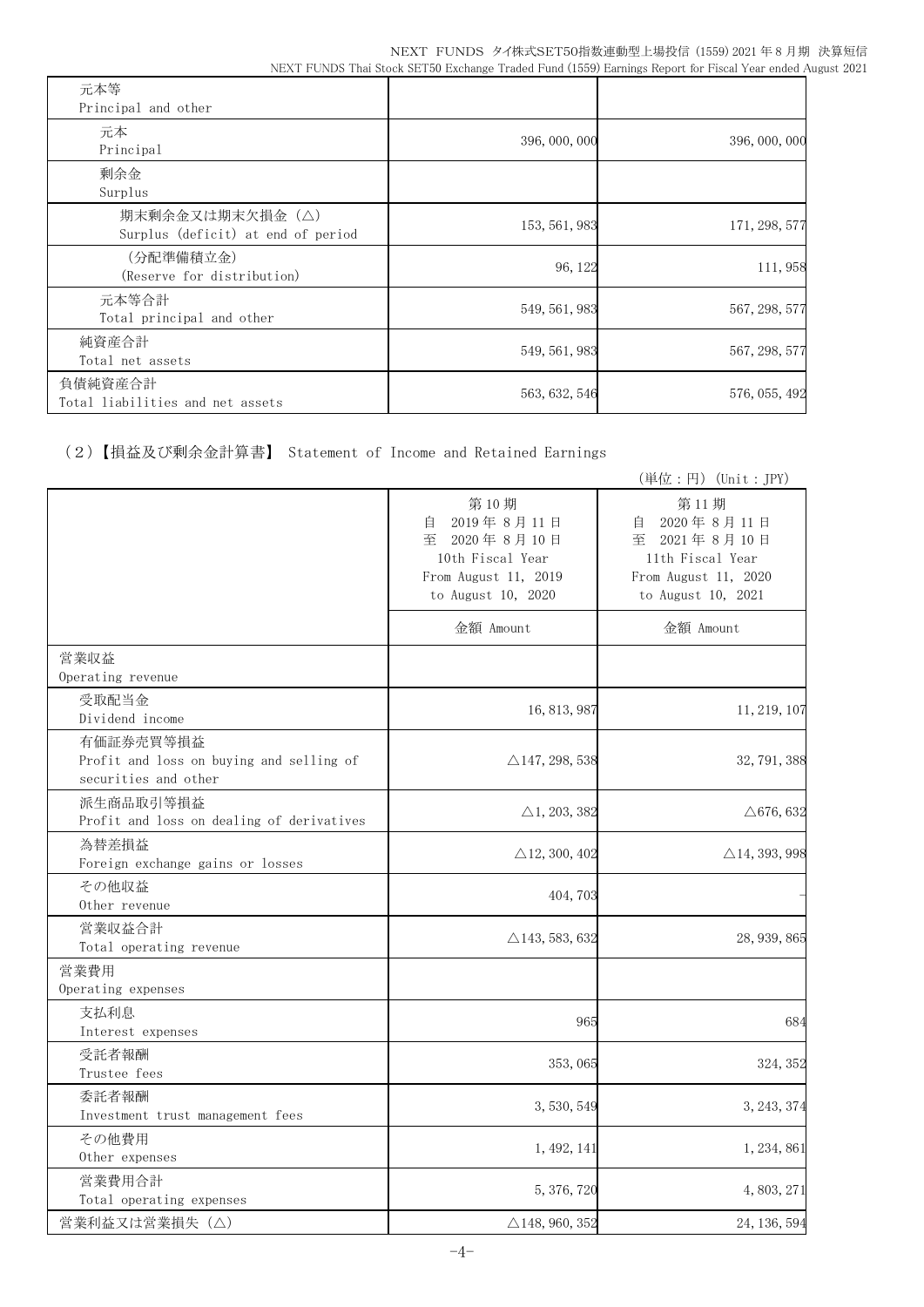| | | |
|---|---|---|
| 元本等<br>Principal and other | | |
| 元本<br>Principal | 396,000,000 | 396,000,000 |
| 剰余金<br>Surplus | | |
| 期末剰余金又は期末欠損金（△）<br>Surplus (deficit) at end of period | 153,561,983 | 171,298,577 |
| （分配準備積立金）<br>(Reserve for distribution) | 96,122 | 111,958 |
| 元本等合計<br>Total principal and other | 549,561,983 | 567,298,577 |
| 純資産合計<br>Total net assets | 549,561,983 | 567,298,577 |
| 負債純資産合計<br>Total liabilities and net assets | 563,632,546 | 576,055,492 |

（2）【損益及び剰余金計算書】 Statement of Income and Retained Earnings

（単位：円）(Unit：JPY)

| | 第10期<br>自 2019年8月11日<br>至 2020年8月10日<br>10th Fiscal Year<br>From August 11, 2019<br>to August 10, 2020 | 第11期<br>自 2020年8月11日<br>至 2021年8月10日<br>11th Fiscal Year<br>From August 11, 2020<br>to August 10, 2021 |
|---|---|---|
| | 金額 Amount | 金額 Amount |
| 営業収益<br>Operating revenue | | |
| 受取配当金<br>Dividend income | 16,813,987 | 11,219,107 |
| 有価証券売買等損益<br>Profit and loss on buying and selling of securities and other | △147,298,538 | 32,791,388 |
| 派生商品取引等損益<br>Profit and loss on dealing of derivatives | △1,203,382 | △676,632 |
| 為替差損益<br>Foreign exchange gains or losses | △12,300,402 | △14,393,998 |
| その他収益<br>Other revenue | 404,703 | - |
| 営業収益合計<br>Total operating revenue | △143,583,632 | 28,939,865 |
| 営業費用<br>Operating expenses | | |
| 支払利息<br>Interest expenses | 965 | 684 |
| 受託者報酬<br>Trustee fees | 353,065 | 324,352 |
| 委託者報酬<br>Investment trust management fees | 3,530,549 | 3,243,374 |
| その他費用<br>Other expenses | 1,492,141 | 1,234,861 |
| 営業費用合計<br>Total operating expenses | 5,376,720 | 4,803,271 |
| 営業利益又は営業損失（△） | △148,960,352 | 24,136,594 |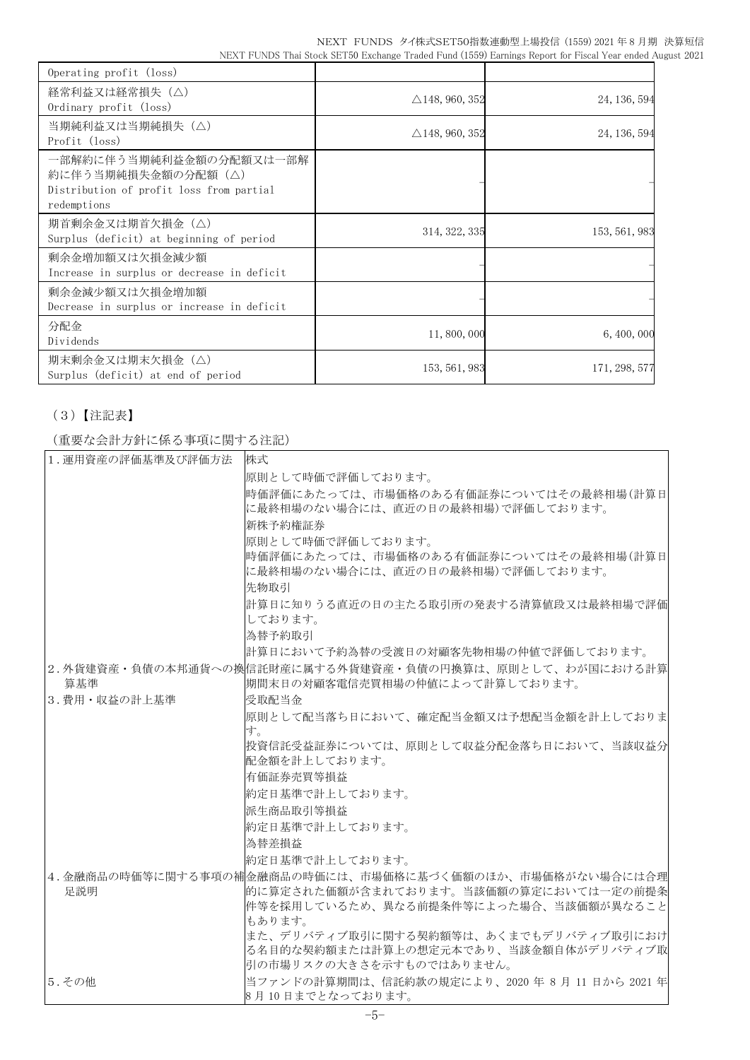| | | |
|---|---|---|
| Operating profit (loss) | | |
| 経常利益又は経常損失（△）<br>Ordinary profit (loss) | △148,960,352 | 24,136,594 |
| 当期純利益又は当期純損失（△）<br>Profit (loss) | △148,960,352 | 24,136,594 |
| 一部解約に伴う当期純利益金額の分配額又は一部解約に伴う当期純損失金額の分配額（△）<br>Distribution of profit loss from partial redemptions | – | – |
| 期首剰余金又は期首欠損金（△）<br>Surplus (deficit) at beginning of period | 314,322,335 | 153,561,983 |
| 剰余金増加額又は欠損金減少額<br>Increase in surplus or decrease in deficit | – | – |
| 剰余金減少額又は欠損金増加額<br>Decrease in surplus or increase in deficit | – | – |
| 分配金<br>Dividends | 11,800,000 | 6,400,000 |
| 期末剰余金又は期末欠損金（△）<br>Surplus (deficit) at end of period | 153,561,983 | 171,298,577 |

（3）【注記表】

（重要な会計方針に係る事項に関する注記）

| | |
|---|---|
| 1.運用資産の評価基準及び評価方法 | 株式<br>原則として時価で評価しております。<br>時価評価にあたっては、市場価格のある有価証券についてはその最終相場(計算日に最終相場のない場合には、直近の日の最終相場)で評価しております。<br>新株予約権証券<br>原則として時価で評価しております。<br>時価評価にあたっては、市場価格のある有価証券についてはその最終相場(計算日に最終相場のない場合には、直近の日の最終相場)で評価しております。<br>先物取引<br>計算日に知りうる直近の日の主たる取引所の発表する清算値段又は最終相場で評価しております。<br>為替予約取引<br>計算日において予約為替の受渡日の対顧客先物相場の仲値で評価しております。 |
| 2.外貨建資産・負債の本邦通貨への換算基準 | 信託財産に属する外貨建資産・負債の円換算は、原則として、わが国における計算期間末日の対顧客電信売買相場の仲値によって計算しております。 |
| 3.費用・収益の計上基準 | 受取配当金<br>原則として配当落ち日において、確定配当金額又は予想配当金額を計上しております。<br>投資信託受益証券については、原則として収益分配金落ち日において、当該収益分配金額を計上しております。<br>有価証券売買等損益<br>約定日基準で計上しております。<br>派生商品取引等損益<br>約定日基準で計上しております。<br>為替差損益<br>約定日基準で計上しております。 |
| 4.金融商品の時価等に関する事項の補足説明 | 金融商品の時価には、市場価格に基づく価額のほか、市場価格がない場合には合理的に算定された価額が含まれております。当該価額の算定においては一定の前提条件等を採用しているため、異なる前提条件等によった場合、当該価額が異なることもあります。<br>また、デリバティブ取引に関する契約額等は、あくまでもデリバティブ取引における名目的な契約額または計算上の想定元本であり、当該金額自体がデリバティブ取引の市場リスクの大きさを示すものではありません。 |
| 5.その他 | 当ファンドの計算期間は、信託約款の規定により、2020 年 8 月 11 日から 2021 年 8 月 10 日までとなっております。 |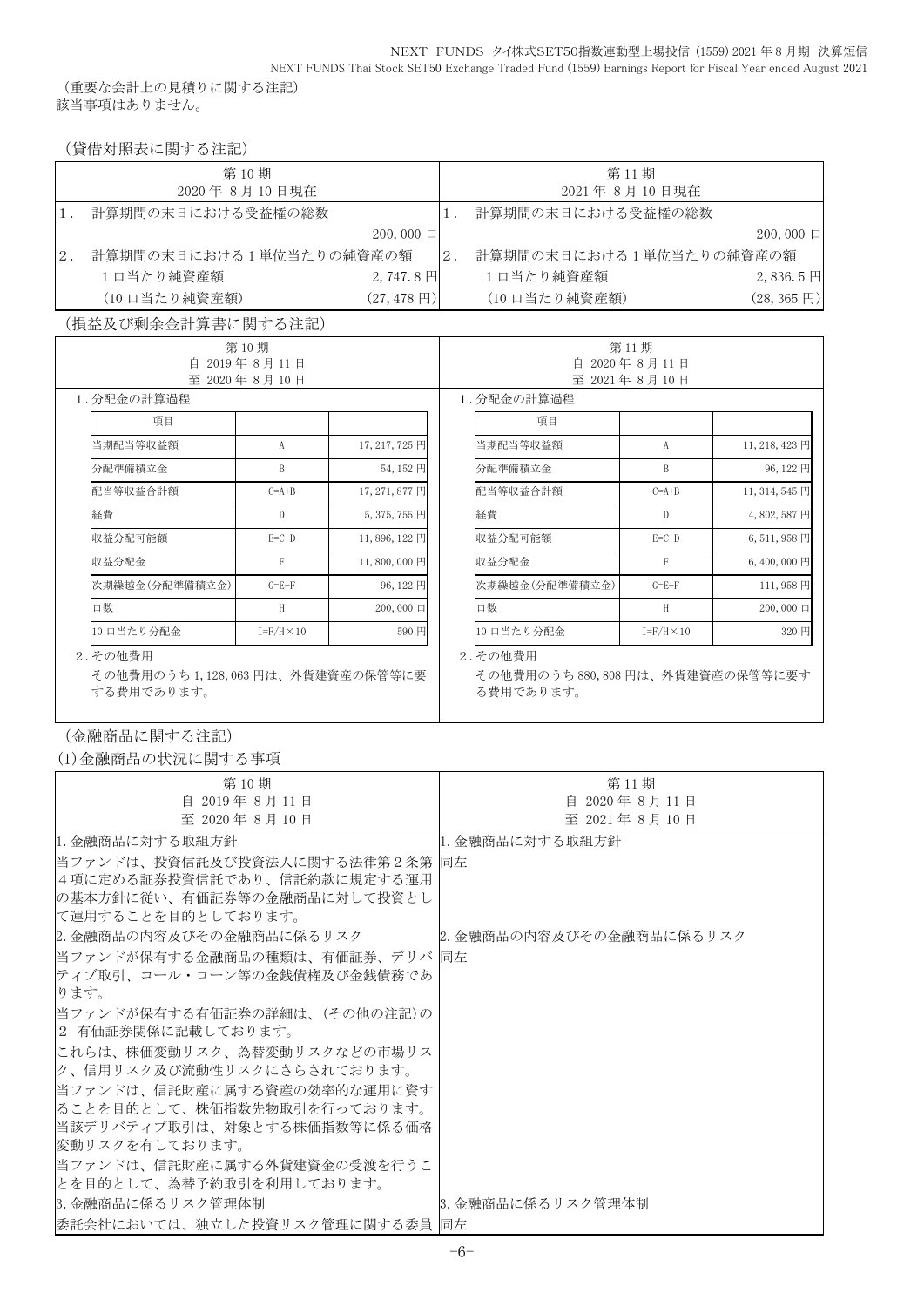（重要な会計上の見積りに関する注記）

該当事項はありません。

（貸借対照表に関する注記）

| 第10期<br>2020年8月10日現在 | | 第11期<br>2021年8月10日現在 | |
|---|---|---|---|
| 1．計算期間の末日における受益権の総数 | 200,000口 | 1．計算期間の末日における受益権の総数 | 200,000口 |
| 2．計算期間の末日における1単位当たりの純資産の額 | | 2．計算期間の末日における1単位当たりの純資産の額 | |
| 1口当たり純資産額 | 2,747.8円 | 1口当たり純資産額 | 2,836.5円 |
| (10口当たり純資産額) | (27,478円) | (10口当たり純資産額) | (28,365円) |

（損益及び剰余金計算書に関する注記）

第10期（自 2019年8月11日 至 2020年8月10日）

1.分配金の計算過程

| 項目 | | |
|---|---|---|
| 当期配当等収益額 | A | 17,217,725円 |
| 分配準備積立金 | B | 54,152円 |
| 配当等収益合計額 | C=A+B | 17,271,877円 |
| 経費 | D | 5,375,755円 |
| 収益分配可能額 | E=C-D | 11,896,122円 |
| 収益分配金 | F | 11,800,000円 |
| 次期繰越金(分配準備積立金) | G=E-F | 96,122円 |
| 口数 | H | 200,000口 |
| 10口当たり分配金 | I=F/H×10 | 590円 |

2.その他費用

その他費用のうち1,128,063円は、外貨建資産の保管等に要する費用であります。

第11期（自 2020年8月11日 至 2021年8月10日）

1.分配金の計算過程

| 項目 | | |
|---|---|---|
| 当期配当等収益額 | A | 11,218,423円 |
| 分配準備積立金 | B | 96,122円 |
| 配当等収益合計額 | C=A+B | 11,314,545円 |
| 経費 | D | 4,802,587円 |
| 収益分配可能額 | E=C-D | 6,511,958円 |
| 収益分配金 | F | 6,400,000円 |
| 次期繰越金(分配準備積立金) | G=E-F | 111,958円 |
| 口数 | H | 200,000口 |
| 10口当たり分配金 | I=F/H×10 | 320円 |

2.その他費用

その他費用のうち880,808円は、外貨建資産の保管等に要する費用であります。

（金融商品に関する注記）

(1)金融商品の状況に関する事項

| 第10期<br>自 2019年8月11日<br>至 2020年8月10日 | 第11期<br>自 2020年8月11日<br>至 2021年8月10日 |
|---|---|
| 1.金融商品に対する取組方針 | 1.金融商品に対する取組方針 |
| 当ファンドは、投資信託及び投資法人に関する法律第2条第4項に定める証券投資信託であり、信託約款に規定する運用の基本方針に従い、有価証券等の金融商品に対して投資として運用することを目的としております。 | 同左 |
| 2.金融商品の内容及びその金融商品に係るリスク | 2.金融商品の内容及びその金融商品に係るリスク |
| 当ファンドが保有する金融商品の種類は、有価証券、デリバティブ取引、コール・ローン等の金銭債権及び金銭債務であります。<br>当ファンドが保有する有価証券の詳細は、(その他の注記)の2 有価証券関係に記載しております。<br>これらは、株価変動リスク、為替変動リスクなどの市場リスク、信用リスク及び流動性リスクにさらされております。<br>当ファンドは、信託財産に属する資産の効率的な運用に資することを目的として、株価指数先物取引を行っております。当該デリバティブ取引は、対象とする株価指数等に係る価格変動リスクを有しております。<br>当ファンドは、信託財産に属する外貨建資金の受渡を行うことを目的として、為替予約取引を利用しております。 | 同左 |
| 3.金融商品に係るリスク管理体制 | 3.金融商品に係るリスク管理体制 |
| 委託会社においては、独立した投資リスク管理に関する委員 | 同左 |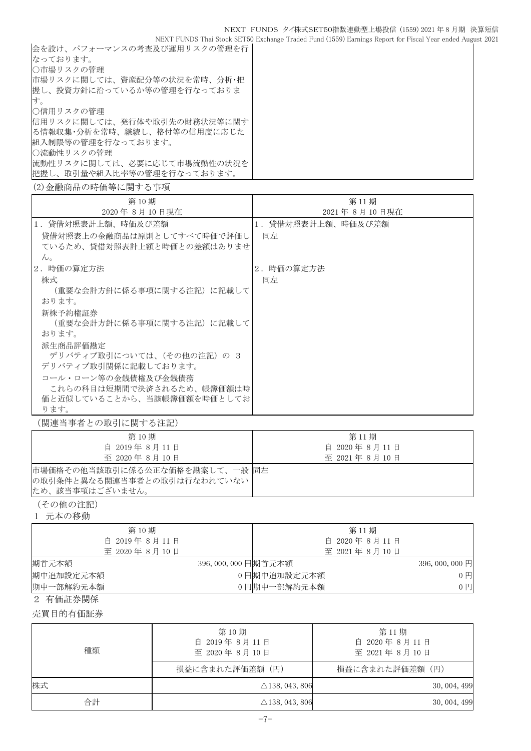| |
|---|
| 会を設け、パフォーマンスの考査及び運用リスクの管理を行なっております。<br>○市場リスクの管理<br>市場リスクに関しては、資産配分等の状況を常時、分析･把握し、投資方針に沿っているか等の管理を行なっております。<br>○信用リスクの管理<br>信用リスクに関しては、発行体や取引先の財務状況等に関する情報収集･分析を常時、継続し、格付等の信用度に応じた組入制限等の管理を行なっております。<br>○流動性リスクの管理<br>流動性リスクに関しては、必要に応じて市場流動性の状況を把握し、取引量や組入比率等の管理を行なっております。 |

(2)金融商品の時価等に関する事項

| 第10期<br>2020年 8月10日現在 | 第11期<br>2021年 8月10日現在 |
|---|---|
| 1．貸借対照表計上額、時価及び差額<br>貸借対照表上の金融商品は原則としてすべて時価で評価しているため、貸借対照表計上額と時価との差額はありません。<br>2．時価の算定方法<br>株式<br>（重要な会計方針に係る事項に関する注記）に記載しております。<br>新株予約権証券<br>（重要な会計方針に係る事項に関する注記）に記載しております。<br>派生商品評価勘定<br>デリバティブ取引については、(その他の注記) の 3 デリバティブ取引関係に記載しております。<br>コール・ローン等の金銭債権及び金銭債務<br>これらの科目は短期間で決済されるため、帳簿価額は時価と近似していることから、当該帳簿価額を時価としております。 | 1．貸借対照表計上額、時価及び差額<br>同左<br>2．時価の算定方法<br>同左 |

（関連当事者との取引に関する注記）

| 第10期<br>自 2019年 8月11日<br>至 2020年 8月10日 | 第11期<br>自 2020年 8月11日<br>至 2021年 8月10日 |
|---|---|
| 市場価格その他当該取引に係る公正な価格を勘案して、一般の取引条件と異なる関連当事者との取引は行なわれていないため、該当事項はございません。 | 同左 |

（その他の注記）

1 元本の移動

| 第10期<br>自 2019年 8月11日<br>至 2020年 8月10日 | | 第11期<br>自 2020年 8月11日<br>至 2021年 8月10日 | |
|---|---|---|---|
| 期首元本額 | 396,000,000円 | 期首元本額 | 396,000,000円 |
| 期中追加設定元本額 | 0円 | 期中追加設定元本額 | 0円 |
| 期中一部解約元本額 | 0円 | 期中一部解約元本額 | 0円 |

2 有価証券関係

売買目的有価証券

| 種類 | 第10期<br>自 2019年 8月11日<br>至 2020年 8月10日 | 第11期<br>自 2020年 8月11日<br>至 2021年 8月10日 |
|---|---|---|
| | 損益に含まれた評価差額（円） | 損益に含まれた評価差額（円） |
| 株式 | △138,043,806 | 30,004,499 |
| 合計 | △138,043,806 | 30,004,499 |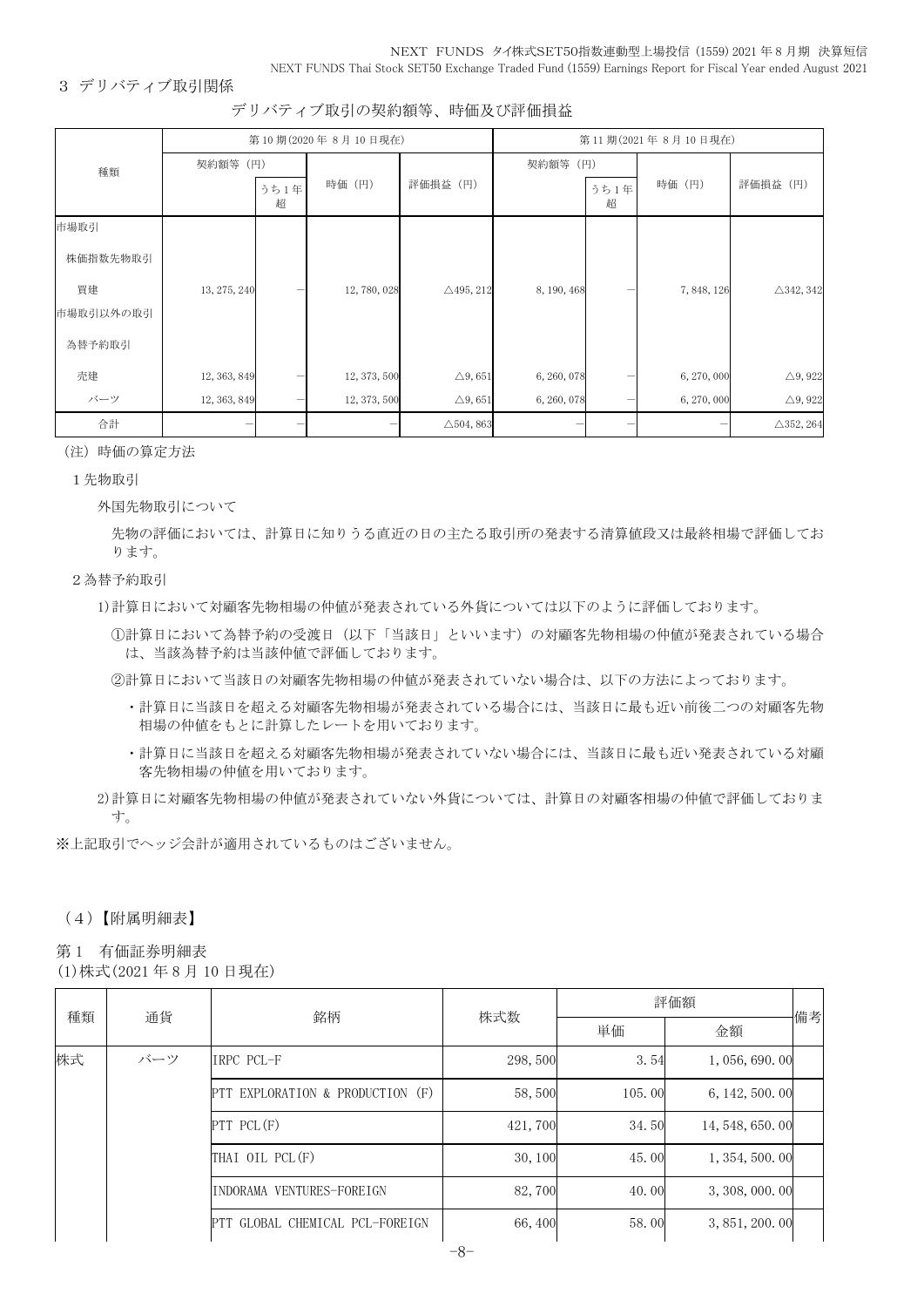## 3 デリバティブ取引関係

### デリバティブ取引の契約額等、時価及び評価損益

| 種類 | 第10期(2020年8月10日現在) | | | | 第11期(2021年8月10日現在) | | | |
|---|---|---|---|---|---|---|---|---|
| | 契約額等（円） | うち1年超 | 時価（円） | 評価損益（円） | 契約額等（円） | うち1年超 | 時価（円） | 評価損益（円） |
| 市場取引 | | | | | | | | |
| 株価指数先物取引 | | | | | | | | |
| 買建 | 13,275,240 | ― | 12,780,028 | △495,212 | 8,190,468 | ― | 7,848,126 | △342,342 |
| 市場取引以外の取引 | | | | | | | | |
| 為替予約取引 | | | | | | | | |
| 売建 | 12,363,849 | ― | 12,373,500 | △9,651 | 6,260,078 | ― | 6,270,000 | △9,922 |
| バーツ | 12,363,849 | ― | 12,373,500 | △9,651 | 6,260,078 | ― | 6,270,000 | △9,922 |
| 合計 | ― | ― | ― | △504,863 | ― | ― | ― | △352,264 |

（注）時価の算定方法

1 先物取引

外国先物取引について

先物の評価においては、計算日に知りうる直近の日の主たる取引所の発表する清算値段又は最終相場で評価しております。

2 為替予約取引

1)計算日において対顧客先物相場の仲値が発表されている外貨については以下のように評価しております。

①計算日において為替予約の受渡日（以下「当該日」といいます）の対顧客先物相場の仲値が発表されている場合は、当該為替予約は当該仲値で評価しております。

②計算日において当該日の対顧客先物相場の仲値が発表されていない場合は、以下の方法によっております。

- 計算日に当該日を超える対顧客先物相場が発表されている場合には、当該日に最も近い前後二つの対顧客先物相場の仲値をもとに計算したレートを用いております。
- 計算日に当該日を超える対顧客先物相場が発表されていない場合には、当該日に最も近い発表されている対顧客先物相場の仲値を用いております。

2)計算日に対顧客先物相場の仲値が発表されていない外貨については、計算日の対顧客相場の仲値で評価しております。

※上記取引でヘッジ会計が適用されているものはございません。

## （4）【附属明細表】

### 第1 有価証券明細表

(1)株式(2021年8月10日現在)

| 種類 | 通貨 | 銘柄 | 株式数 | 評価額 | | 備考 |
|---|---|---|---|---|---|---|
| | | | | 単価 | 金額 | |
| 株式 | バーツ | IRPC PCL-F | 298,500 | 3.54 | 1,056,690.00 | |
| | | PTT EXPLORATION & PRODUCTION (F) | 58,500 | 105.00 | 6,142,500.00 | |
| | | PTT PCL(F) | 421,700 | 34.50 | 14,548,650.00 | |
| | | THAI OIL PCL(F) | 30,100 | 45.00 | 1,354,500.00 | |
| | | INDORAMA VENTURES-FOREIGN | 82,700 | 40.00 | 3,308,000.00 | |
| | | PTT GLOBAL CHEMICAL PCL-FOREIGN | 66,400 | 58.00 | 3,851,200.00 | |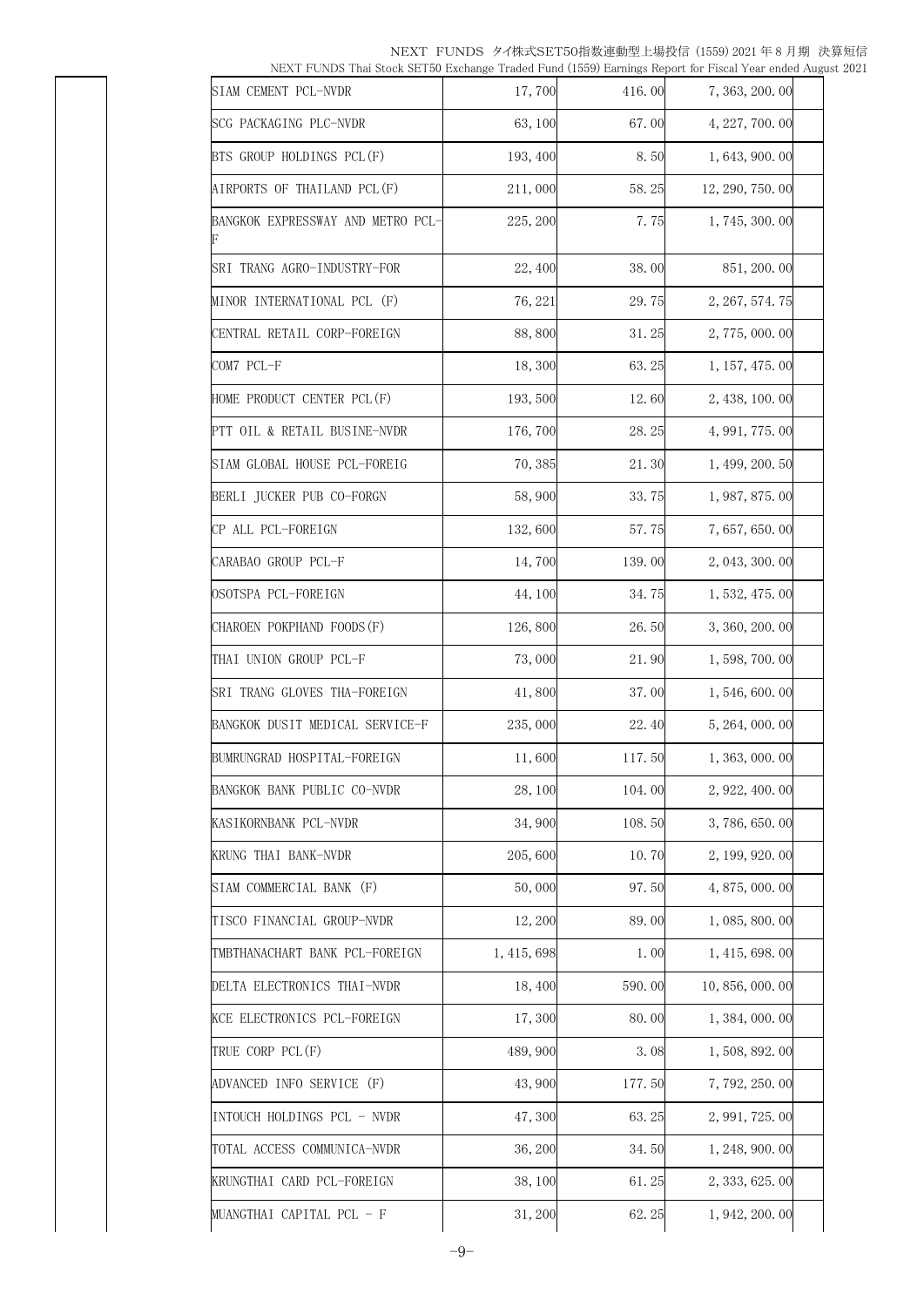| | | | | |
|---|---|---|---|---|
| SIAM CEMENT PCL-NVDR | 17,700 | 416.00 | 7,363,200.00 | |
| SCG PACKAGING PLC-NVDR | 63,100 | 67.00 | 4,227,700.00 | |
| BTS GROUP HOLDINGS PCL(F) | 193,400 | 8.50 | 1,643,900.00 | |
| AIRPORTS OF THAILAND PCL(F) | 211,000 | 58.25 | 12,290,750.00 | |
| BANGKOK EXPRESSWAY AND METRO PCL-F | 225,200 | 7.75 | 1,745,300.00 | |
| SRI TRANG AGRO-INDUSTRY-FOR | 22,400 | 38.00 | 851,200.00 | |
| MINOR INTERNATIONAL PCL (F) | 76,221 | 29.75 | 2,267,574.75 | |
| CENTRAL RETAIL CORP-FOREIGN | 88,800 | 31.25 | 2,775,000.00 | |
| COM7 PCL-F | 18,300 | 63.25 | 1,157,475.00 | |
| HOME PRODUCT CENTER PCL(F) | 193,500 | 12.60 | 2,438,100.00 | |
| PTT OIL & RETAIL BUSINE-NVDR | 176,700 | 28.25 | 4,991,775.00 | |
| SIAM GLOBAL HOUSE PCL-FOREIG | 70,385 | 21.30 | 1,499,200.50 | |
| BERLI JUCKER PUB CO-FORGN | 58,900 | 33.75 | 1,987,875.00 | |
| CP ALL PCL-FOREIGN | 132,600 | 57.75 | 7,657,650.00 | |
| CARABAO GROUP PCL-F | 14,700 | 139.00 | 2,043,300.00 | |
| OSOTSPA PCL-FOREIGN | 44,100 | 34.75 | 1,532,475.00 | |
| CHAROEN POKPHAND FOODS(F) | 126,800 | 26.50 | 3,360,200.00 | |
| THAI UNION GROUP PCL-F | 73,000 | 21.90 | 1,598,700.00 | |
| SRI TRANG GLOVES THA-FOREIGN | 41,800 | 37.00 | 1,546,600.00 | |
| BANGKOK DUSIT MEDICAL SERVICE-F | 235,000 | 22.40 | 5,264,000.00 | |
| BUMRUNGRAD HOSPITAL-FOREIGN | 11,600 | 117.50 | 1,363,000.00 | |
| BANGKOK BANK PUBLIC CO-NVDR | 28,100 | 104.00 | 2,922,400.00 | |
| KASIKORNBANK PCL-NVDR | 34,900 | 108.50 | 3,786,650.00 | |
| KRUNG THAI BANK-NVDR | 205,600 | 10.70 | 2,199,920.00 | |
| SIAM COMMERCIAL BANK (F) | 50,000 | 97.50 | 4,875,000.00 | |
| TISCO FINANCIAL GROUP-NVDR | 12,200 | 89.00 | 1,085,800.00 | |
| TMBTHANACHART BANK PCL-FOREIGN | 1,415,698 | 1.00 | 1,415,698.00 | |
| DELTA ELECTRONICS THAI-NVDR | 18,400 | 590.00 | 10,856,000.00 | |
| KCE ELECTRONICS PCL-FOREIGN | 17,300 | 80.00 | 1,384,000.00 | |
| TRUE CORP PCL(F) | 489,900 | 3.08 | 1,508,892.00 | |
| ADVANCED INFO SERVICE (F) | 43,900 | 177.50 | 7,792,250.00 | |
| INTOUCH HOLDINGS PCL - NVDR | 47,300 | 63.25 | 2,991,725.00 | |
| TOTAL ACCESS COMMUNICA-NVDR | 36,200 | 34.50 | 1,248,900.00 | |
| KRUNGTHAI CARD PCL-FOREIGN | 38,100 | 61.25 | 2,333,625.00 | |
| MUANGTHAI CAPITAL PCL - F | 31,200 | 62.25 | 1,942,200.00 | |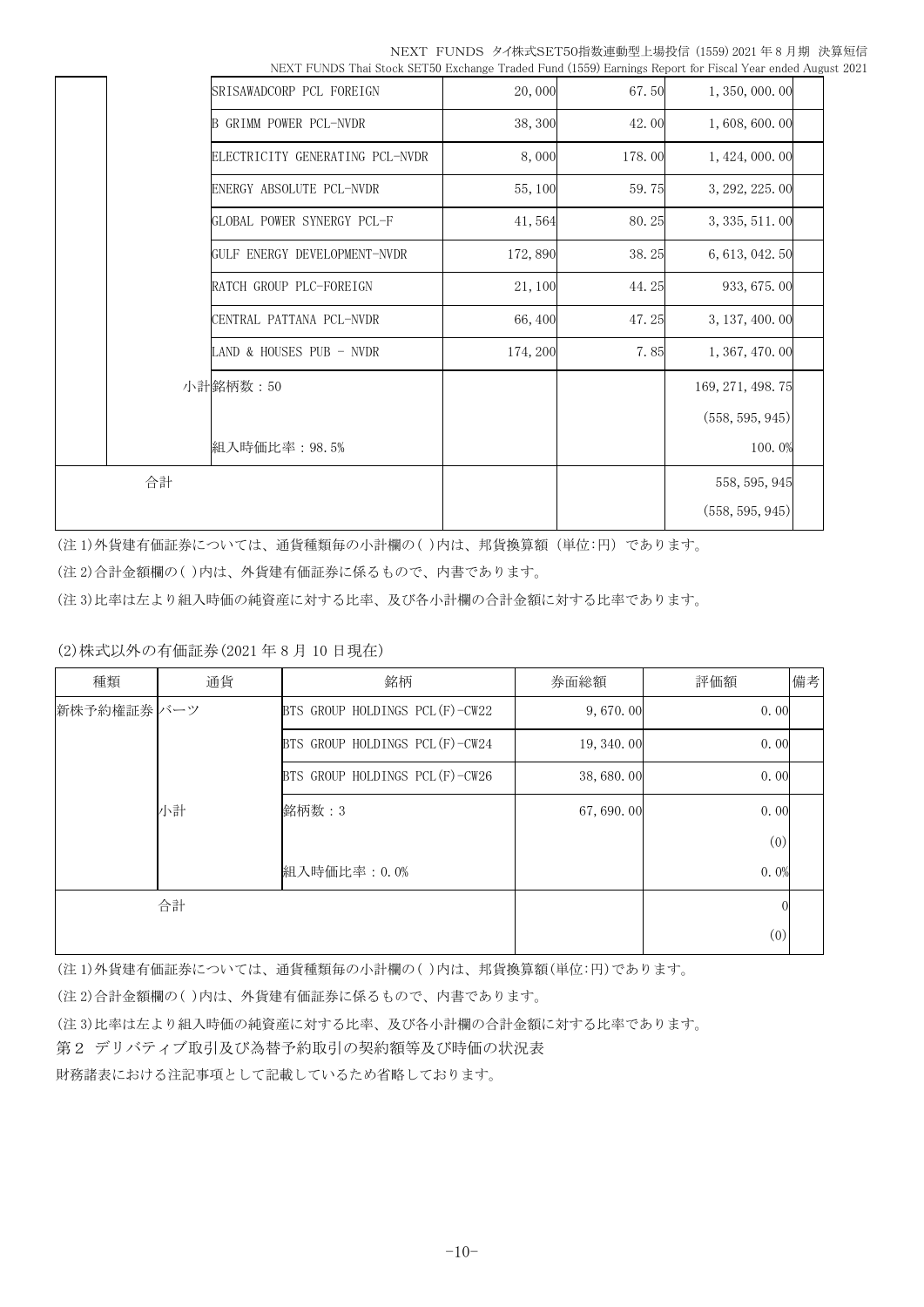| | | | | | | |
|---|---|---|---|---|---|---|
| | | SRISAWADCORP PCL FOREIGN | 20,000 | 67.50 | 1,350,000.00 | |
| | | B GRIMM POWER PCL-NVDR | 38,300 | 42.00 | 1,608,600.00 | |
| | | ELECTRICITY GENERATING PCL-NVDR | 8,000 | 178.00 | 1,424,000.00 | |
| | | ENERGY ABSOLUTE PCL-NVDR | 55,100 | 59.75 | 3,292,225.00 | |
| | | GLOBAL POWER SYNERGY PCL-F | 41,564 | 80.25 | 3,335,511.00 | |
| | | GULF ENERGY DEVELOPMENT-NVDR | 172,890 | 38.25 | 6,613,042.50 | |
| | | RATCH GROUP PLC-FOREIGN | 21,100 | 44.25 | 933,675.00 | |
| | | CENTRAL PATTANA PCL-NVDR | 66,400 | 47.25 | 3,137,400.00 | |
| | | LAND & HOUSES PUB - NVDR | 174,200 | 7.85 | 1,367,470.00 | |
| | 小計 | 銘柄数：50 | | | 169,271,498.75 | |
| | | | | | (558,595,945) | |
| | | 組入時価比率：98.5% | | | 100.0% | |
| 合計 | | | | | 558,595,945 | |
| | | | | | (558,595,945) | |

(注1)外貨建有価証券については、通貨種類毎の小計欄の( )内は、邦貨換算額（単位:円）であります。

(注2)合計金額欄の( )内は、外貨建有価証券に係るもので、内書であります。

(注3)比率は左より組入時価の純資産に対する比率、及び各小計欄の合計金額に対する比率であります。

(2)株式以外の有価証券(2021年8月10日現在)

| 種類 | 通貨 | 銘柄 | 券面総額 | 評価額 | 備考 |
|---|---|---|---|---|---|
| 新株予約権証券 | バーツ | BTS GROUP HOLDINGS PCL(F)-CW22 | 9,670.00 | 0.00 | |
| | | BTS GROUP HOLDINGS PCL(F)-CW24 | 19,340.00 | 0.00 | |
| | | BTS GROUP HOLDINGS PCL(F)-CW26 | 38,680.00 | 0.00 | |
| | 小計 | 銘柄数：3 | 67,690.00 | 0.00 | |
| | | | | (0) | |
| | | 組入時価比率：0.0% | | 0.0% | |
| 合計 | | | | 0 | |
| | | | | (0) | |

(注1)外貨建有価証券については、通貨種類毎の小計欄の( )内は、邦貨換算額(単位:円)であります。

(注2)合計金額欄の( )内は、外貨建有価証券に係るもので、内書であります。

(注3)比率は左より組入時価の純資産に対する比率、及び各小計欄の合計金額に対する比率であります。

第2 デリバティブ取引及び為替予約取引の契約額等及び時価の状況表

財務諸表における注記事項として記載しているため省略しております。